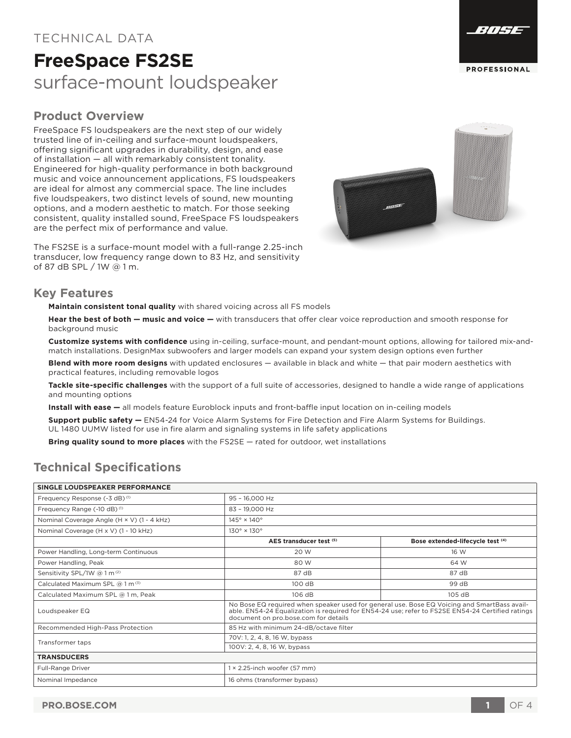TECHNICAL DATA

# FreeSpace FS2SE

surface-mount loudspeaker

## Product Overview

FreeSpace FS loudspeakers are the next step of our widely trusted line of in-ceiling and surface-mount loudspeakers, offering significant upgrades in durability, design, and ease of installation — all with remarkably consistent tonality. Engineered for high-quality performance in both background music and voice announcement applications, FS loudspeakers are ideal for almost any commercial space. The line includes five loudspeakers, two distinct levels of sound, new mounting options, and a modern aesthetic to match. For those seeking consistent, quality installed sound, FreeSpace FS loudspeakers are the perfect mix of performance and value.

The FS2SE is a surface-mount model with a full-range 2.25-inch transducer, low frequency range down to 83 Hz, and sensitivity of 87 dB SPL / 1W @ 1 m.

## Key Features

**Maintain consistent tonal quality** with shared voicing across all FS models

**Hear the best of both — music and voice —** with transducers that offer clear voice reproduction and smooth response for background music

**Customize systems with confidence** using in-ceiling, surface-mount, and pendant-mount options, allowing for tailored mix-and-match installations. DesignMax subwoofers and larger models can expand your system design options even further

**Blend with more room designs** with updated enclosures — available in black and white — that pair modern aesthetics with practical features, including removable logos

**Tackle site-specific challenges** with the support of a full suite of accessories, designed to handle a wide range of applications and mounting options

**Install with ease —** all models feature Euroblock inputs and front-baffle input location on in-ceiling models

**Support public safety —** EN54-24 for Voice Alarm Systems for Fire Detection and Fire Alarm Systems for Buildings. UL 1480 UUMW listed for use in fire alarm and signaling systems in life safety applications

**Bring quality sound to more places** with the FS2SE — rated for outdoor, wet installations

## Technical Specifications

| SINGLE LOUDSPEAKER PERFORMANCE | | |
|---|---|---|
| Frequency Response (-3 dB) [1] | 95 – 16,000 Hz | |
| Frequency Range (-10 dB) [1] | 83 – 19,000 Hz | |
| Nominal Coverage Angle (H × V) (1 - 4 kHz) | 145° × 140° | |
| Nominal Coverage (H x V) (1 - 10 kHz) | 130° × 130° | |
| | **AES transducer test [5]** | **Bose extended-lifecycle test [4]** |
| Power Handling, Long-term Continuous | 20 W | 16 W |
| Power Handling, Peak | 80 W | 64 W |
| Sensitivity SPL/1W @ 1 m [2] | 87 dB | 87 dB |
| Calculated Maximum SPL @ 1 m [3] | 100 dB | 99 dB |
| Calculated Maximum SPL @ 1 m, Peak | 106 dB | 105 dB |
| Loudspeaker EQ | No Bose EQ required when speaker used for general use. Bose EQ Voicing and SmartBass available. EN54-24 Equalization is required for EN54-24 use; refer to FS2SE EN54-24 Certified ratings document on pro.bose.com for details | |
| Recommended High-Pass Protection | 85 Hz with minimum 24-dB/octave filter | |
| Transformer taps | 70V: 1, 2, 4, 8, 16 W, bypass | |
| | 100V: 2, 4, 8, 16 W, bypass | |
| **TRANSDUCERS** | | |
| Full-Range Driver | 1 × 2.25-inch woofer (57 mm) | |
| Nominal Impedance | 16 ohms (transformer bypass) | |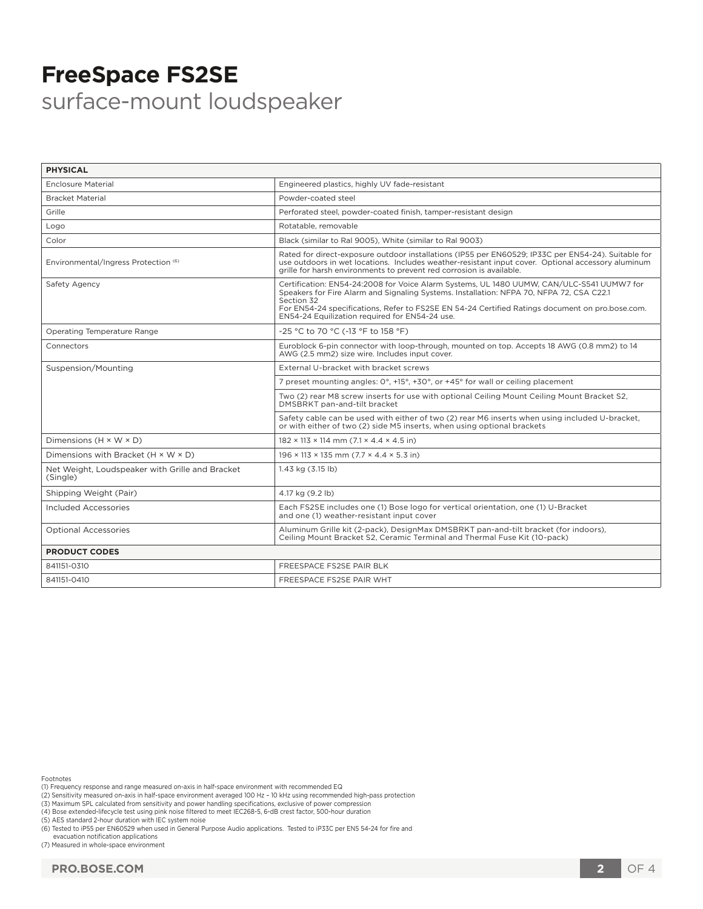# FreeSpace FS2SE

surface-mount loudspeaker

| PHYSICAL | |
|---|---|
| Enclosure Material | Engineered plastics, highly UV fade-resistant |
| Bracket Material | Powder-coated steel |
| Grille | Perforated steel, powder-coated finish, tamper-resistant design |
| Logo | Rotatable, removable |
| Color | Black (similar to Ral 9005), White (similar to Ral 9003) |
| Environmental/Ingress Protection [6] | Rated for direct-exposure outdoor installations (IP55 per EN60529; IP33C per EN54-24). Suitable for use outdoors in wet locations. Includes weather-resistant input cover. Optional accessory aluminum grille for harsh environments to prevent red corrosion is available. |
| Safety Agency | Certification: EN54-24:2008 for Voice Alarm Systems, UL 1480 UUMW, CAN/ULC-S541 UUMW7 for Speakers for Fire Alarm and Signaling Systems. Installation: NFPA 70, NFPA 72, CSA C22.1 Section 32<br>For EN54-24 specifications, Refer to FS2SE EN 54-24 Certified Ratings document on pro.bose.com. EN54-24 Equilization required for EN54-24 use. |
| Operating Temperature Range | -25 °C to 70 °C (-13 °F to 158 °F) |
| Connectors | Euroblock 6-pin connector with loop-through, mounted on top. Accepts 18 AWG (0.8 mm2) to 14 AWG (2.5 mm2) size wire. Includes input cover. |
| Suspension/Mounting | External U-bracket with bracket screws |
| | 7 preset mounting angles: 0°, +15°, +30°, or +45° for wall or ceiling placement |
| | Two (2) rear M8 screw inserts for use with optional Ceiling Mount Ceiling Mount Bracket S2, DMSBRKT pan-and-tilt bracket |
| | Safety cable can be used with either of two (2) rear M6 inserts when using included U-bracket, or with either of two (2) side M5 inserts, when using optional brackets |
| Dimensions (H × W × D) | 182 × 113 × 114 mm (7.1 × 4.4 × 4.5 in) |
| Dimensions with Bracket (H × W × D) | 196 × 113 × 135 mm (7.7 × 4.4 × 5.3 in) |
| Net Weight, Loudspeaker with Grille and Bracket (Single) | 1.43 kg (3.15 lb) |
| Shipping Weight (Pair) | 4.17 kg (9.2 lb) |
| Included Accessories | Each FS2SE includes one (1) Bose logo for vertical orientation, one (1) U-Bracket and one (1) weather-resistant input cover |
| Optional Accessories | Aluminum Grille kit (2-pack), DesignMax DMSBRKT pan-and-tilt bracket (for indoors), Ceiling Mount Bracket S2, Ceramic Terminal and Thermal Fuse Kit (10-pack) |
| **PRODUCT CODES** | |
| 841151-0310 | FREESPACE FS2SE PAIR BLK |
| 841151-0410 | FREESPACE FS2SE PAIR WHT |

Footnotes

(1) Frequency response and range measured on-axis in half-space environment with recommended EQ
(2) Sensitivity measured on-axis in half-space environment averaged 100 Hz – 10 kHz using recommended high-pass protection
(3) Maximum SPL calculated from sensitivity and power handling specifications, exclusive of power compression
(4) Bose extended-lifecycle test using pink noise filtered to meet IEC268-5, 6-dB crest factor, 500-hour duration
(5) AES standard 2-hour duration with IEC system noise
(6) Tested to iP55 per EN60529 when used in General Purpose Audio applications. Tested to iP33C per ENS 54-24 for fire and evacuation notification applications
(7) Measured in whole-space environment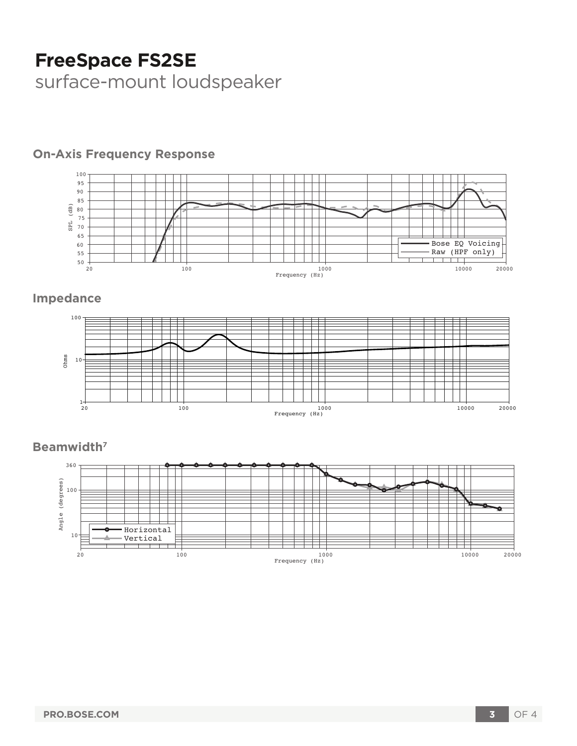# FreeSpace FS2SE

surface-mount loudspeaker

### On-Axis Frequency Response

### Impedance

### Beamwidth[7]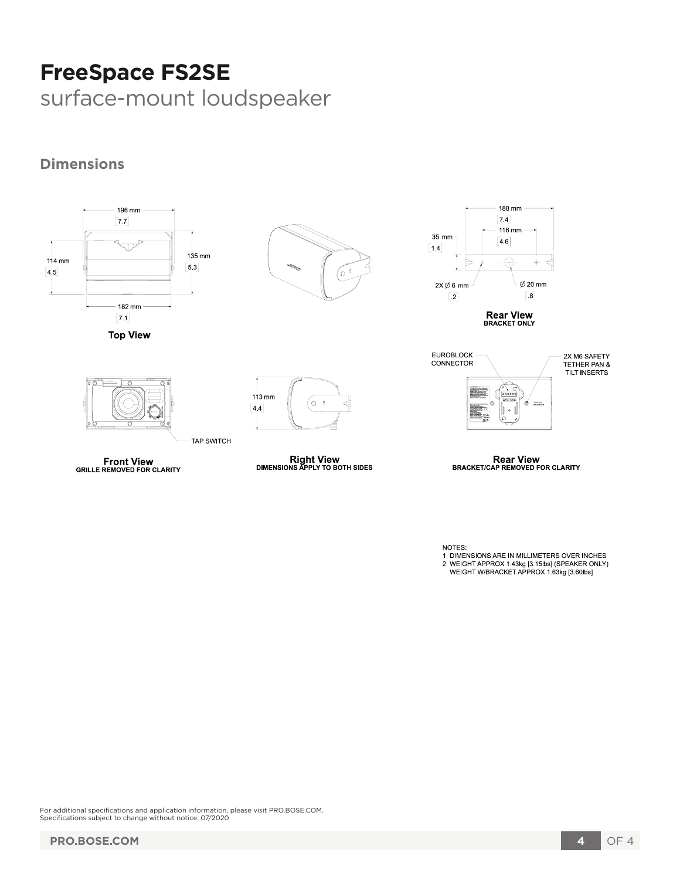# FreeSpace FS2SE

surface-mount loudspeaker

## Dimensions

196 mm
7.7
114 mm
4.5
135 mm
5.3
182 mm
7.1

**Top View**

188 mm
7.4
116 mm
4.6
35 mm
1.4
2X Ø 6 mm
.2
Ø 20 mm
.8

**Rear View**
**BRACKET ONLY**

TAP SWITCH

**Front View**
**GRILLE REMOVED FOR CLARITY**

113 mm
4.4

**Right View**
**DIMENSIONS APPLY TO BOTH SIDES**

EUROBLOCK CONNECTOR
2X M6 SAFETY TETHER PAN & TILT INSERTS

**Rear View**
**BRACKET/CAP REMOVED FOR CLARITY**

NOTES:
1. DIMENSIONS ARE IN MILLIMETERS OVER INCHES
2. WEIGHT APPROX 1.43kg [3.15lbs] (SPEAKER ONLY)
   WEIGHT W/BRACKET APPROX 1.63kg [3.60lbs]

For additional specifications and application information, please visit PRO.BOSE.COM.
Specifications subject to change without notice. 07/2020